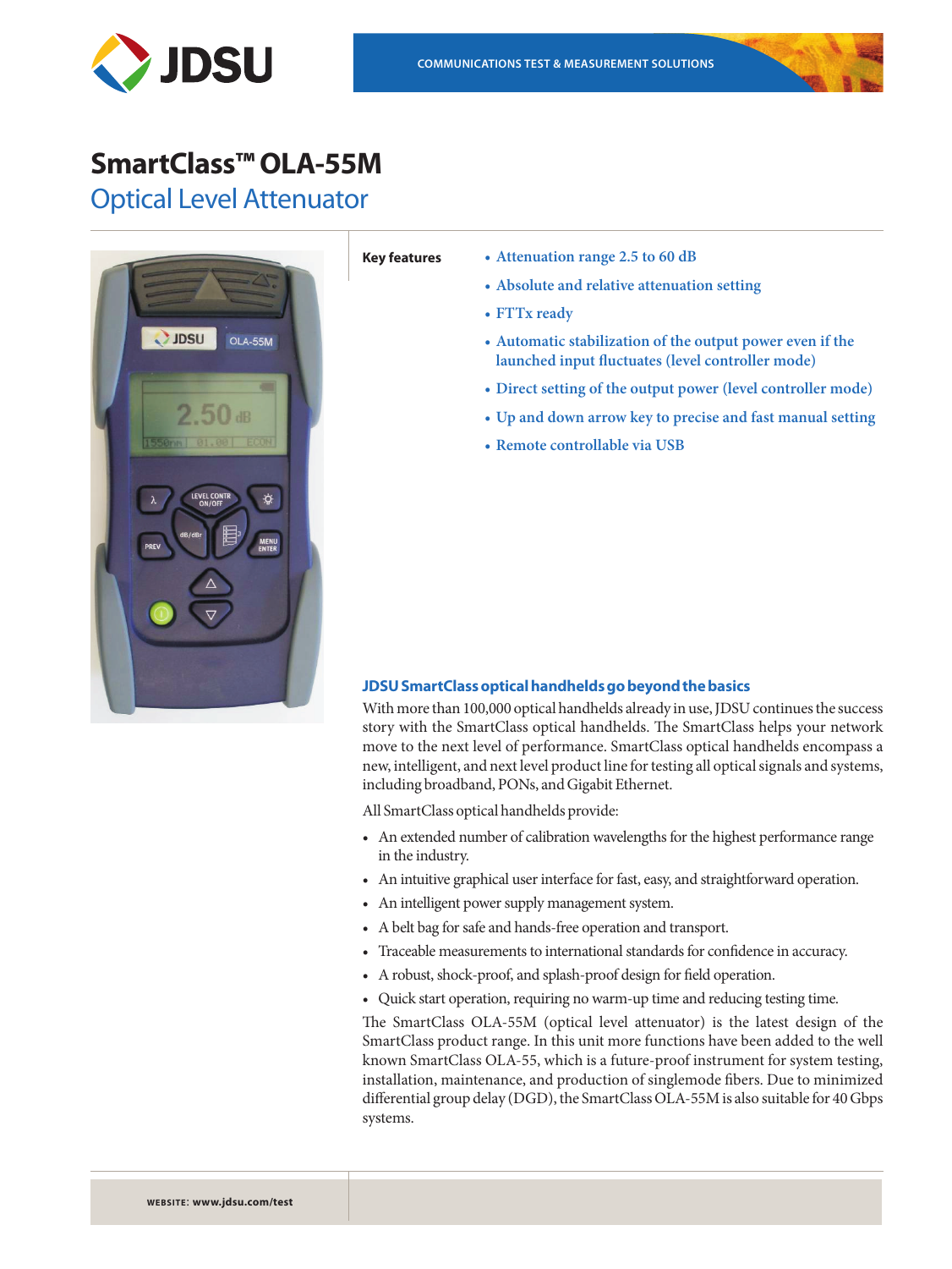JDSU

COMMUNICATIONS TEST & MEASUREMENT SOLUTIONS

# SmartClass™ OLA-55M

## Optical Level Attenuator

**Key features**

- Attenuation range 2.5 to 60 dB
- Absolute and relative attenuation setting
- FTTx ready
- Automatic stabilization of the output power even if the launched input fluctuates (level controller mode)
- Direct setting of the output power (level controller mode)
- Up and down arrow key to precise and fast manual setting
- Remote controllable via USB

### JDSU SmartClass optical handhelds go beyond the basics

With more than 100,000 optical handhelds already in use, JDSU continues the success story with the SmartClass optical handhelds. The SmartClass helps your network move to the next level of performance. SmartClass optical handhelds encompass a new, intelligent, and next level product line for testing all optical signals and systems, including broadband, PONs, and Gigabit Ethernet.

All SmartClass optical handhelds provide:

- An extended number of calibration wavelengths for the highest performance range in the industry.
- An intuitive graphical user interface for fast, easy, and straightforward operation.
- An intelligent power supply management system.
- A belt bag for safe and hands-free operation and transport.
- Traceable measurements to international standards for confidence in accuracy.
- A robust, shock-proof, and splash-proof design for field operation.
- Quick start operation, requiring no warm-up time and reducing testing time.

The SmartClass OLA-55M (optical level attenuator) is the latest design of the SmartClass product range. In this unit more functions have been added to the well known SmartClass OLA-55, which is a future-proof instrument for system testing, installation, maintenance, and production of singlemode fibers. Due to minimized differential group delay (DGD), the SmartClass OLA-55M is also suitable for 40 Gbps systems.

WEBSITE: www.jdsu.com/test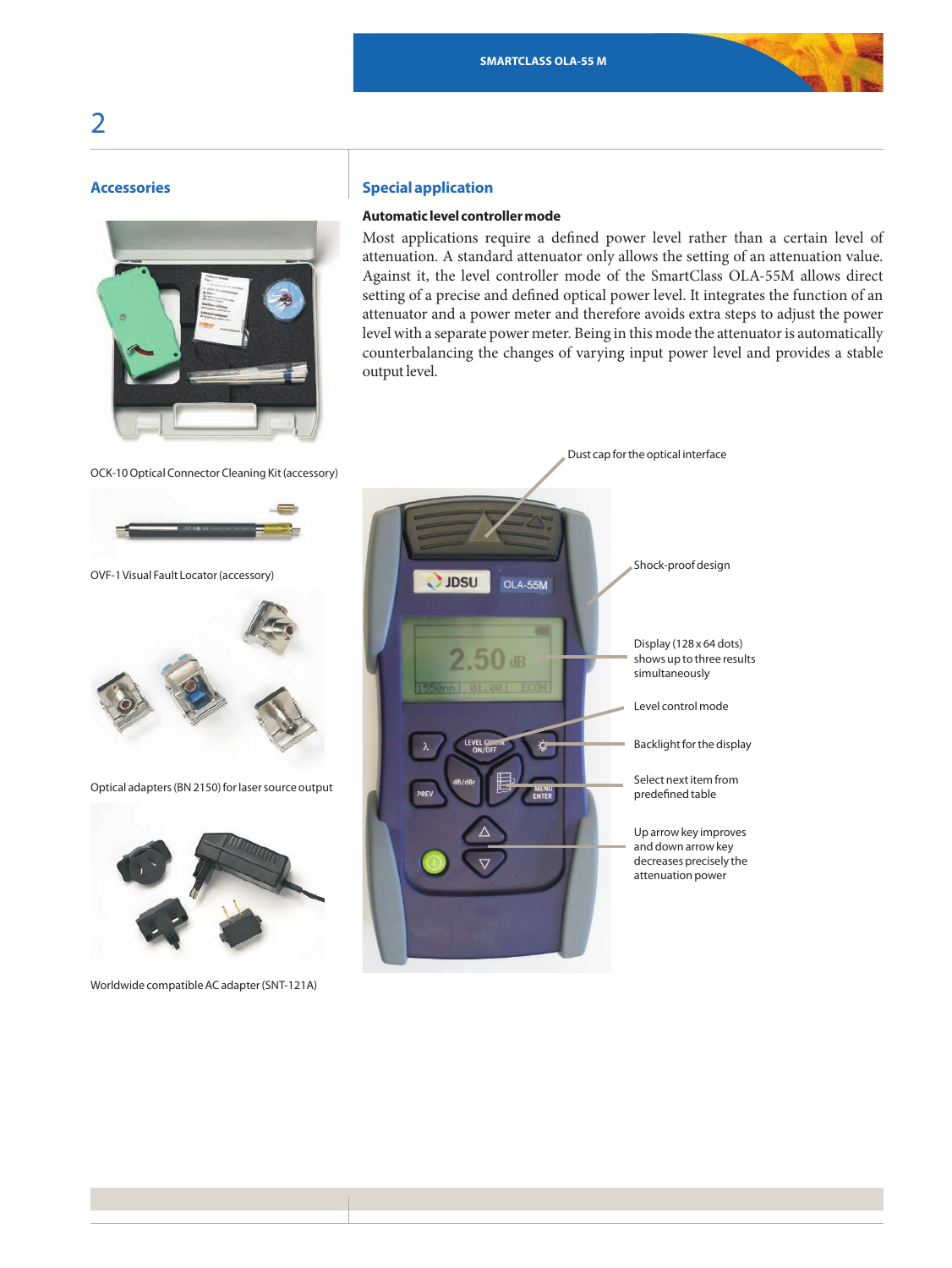## Accessories

OCK-10 Optical Connector Cleaning Kit (accessory)

OVF-1 Visual Fault Locator (accessory)

Optical adapters (BN 2150) for laser source output

Worldwide compatible AC adapter (SNT-121A)

## Special application

### Automatic level controller mode

Most applications require a defined power level rather than a certain level of attenuation. A standard attenuator only allows the setting of an attenuation value. Against it, the level controller mode of the SmartClass OLA-55M allows direct setting of a precise and defined optical power level. It integrates the function of an attenuator and a power meter and therefore avoids extra steps to adjust the power level with a separate power meter. Being in this mode the attenuator is automatically counterbalancing the changes of varying input power level and provides a stable output level.

Dust cap for the optical interface

Shock-proof design

Display (128 x 64 dots) shows up to three results simultaneously

Level control mode

Backlight for the display

Select next item from predefined table

Up arrow key improves and down arrow key decreases precisely the attenuation power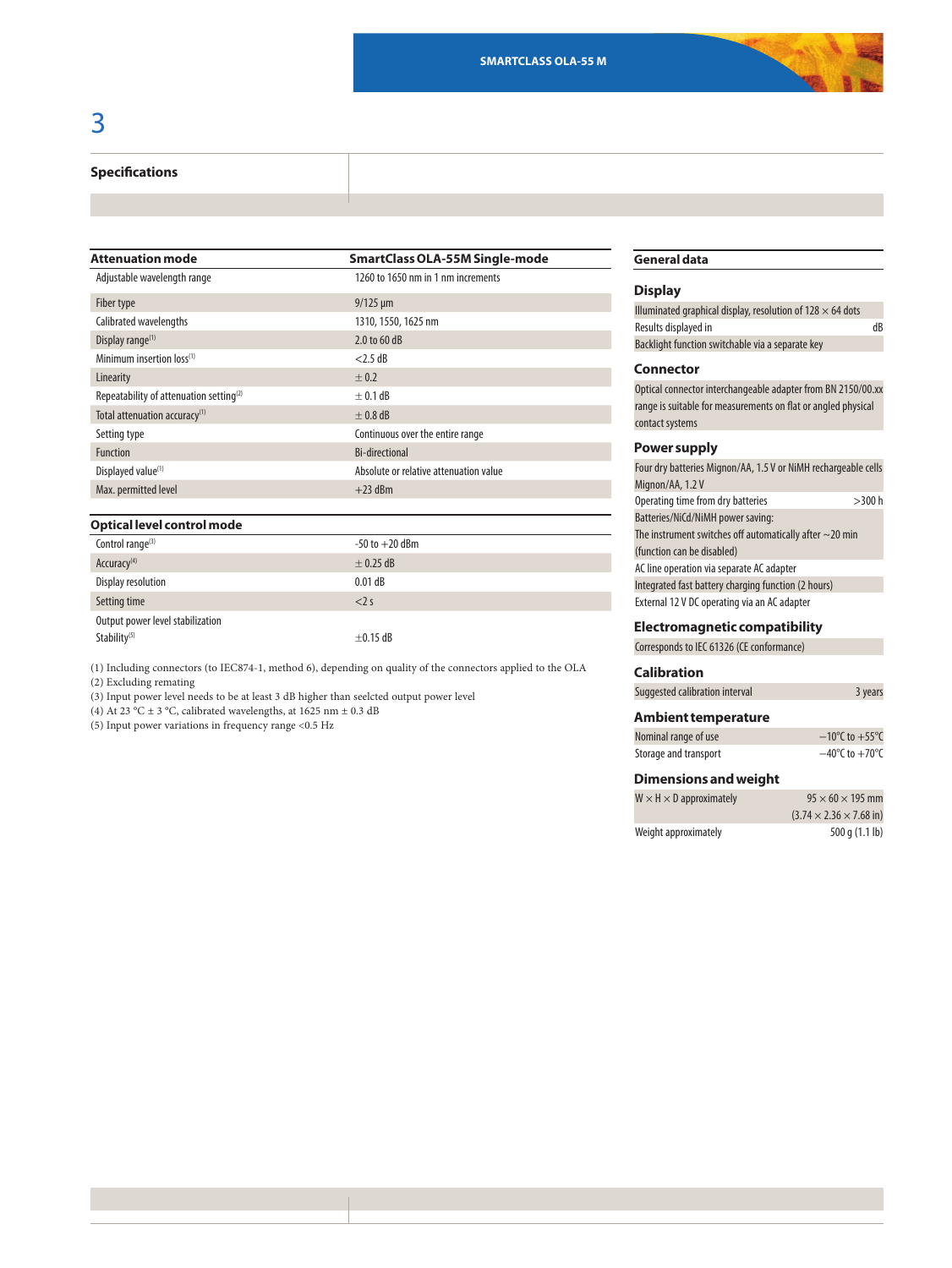## Specifications

| Attenuation mode | SmartClass OLA-55M Single-mode |
|---|---|
| Adjustable wavelength range | 1260 to 1650 nm in 1 nm increments |
| Fiber type | 9/125 µm |
| Calibrated wavelengths | 1310, 1550, 1625 nm |
| Display range(1) | 2.0 to 60 dB |
| Minimum insertion loss(1) | <2.5 dB |
| Linearity | ± 0.2 |
| Repeatability of attenuation setting(2) | ± 0.1 dB |
| Total attenuation accuracy(1) | ± 0.8 dB |
| Setting type | Continuous over the entire range |
| Function | Bi-directional |
| Displayed value(1) | Absolute or relative attenuation value |
| Max. permitted level | +23 dBm |

| Optical level control mode | |
|---|---|
| Control range(3) | -50 to +20 dBm |
| Accuracy(4) | ± 0.25 dB |
| Display resolution | 0.01 dB |
| Setting time | <2 s |
| Output power level stabilization | |
| Stability(5) | ±0.15 dB |

(1) Including connectors (to IEC874-1, method 6), depending on quality of the connectors applied to the OLA
(2) Excluding remating
(3) Input power level needs to be at least 3 dB higher than seelcted output power level
(4) At 23 °C ± 3 °C, calibrated wavelengths, at 1625 nm ± 0.3 dB
(5) Input power variations in frequency range <0.5 Hz

### General data

**Display**

| | |
|---|---|
| Illuminated graphical display, resolution of 128 × 64 dots | |
| Results displayed in | dB |
| Backlight function switchable via a separate key | |

**Connector**

Optical connector interchangeable adapter from BN 2150/00.xx range is suitable for measurements on flat or angled physical contact systems

**Power supply**

| | |
|---|---|
| Four dry batteries Mignon/AA, 1.5 V or NiMH rechargeable cells Mignon/AA, 1.2 V | |
| Operating time from dry batteries | >300 h |
| Batteries/NiCd/NiMH power saving: The instrument switches off automatically after ~20 min (function can be disabled) | |
| AC line operation via separate AC adapter | |
| Integrated fast battery charging function (2 hours) | |
| External 12 V DC operating via an AC adapter | |

**Electromagnetic compatibility**

Corresponds to IEC 61326 (CE conformance)

**Calibration**

| | |
|---|---|
| Suggested calibration interval | 3 years |

**Ambient temperature**

| | |
|---|---|
| Nominal range of use | −10°C to +55°C |
| Storage and transport | −40°C to +70°C |

**Dimensions and weight**

| | |
|---|---|
| W × H × D approximately | 95 × 60 × 195 mm (3.74 × 2.36 × 7.68 in) |
| Weight approximately | 500 g (1.1 lb) |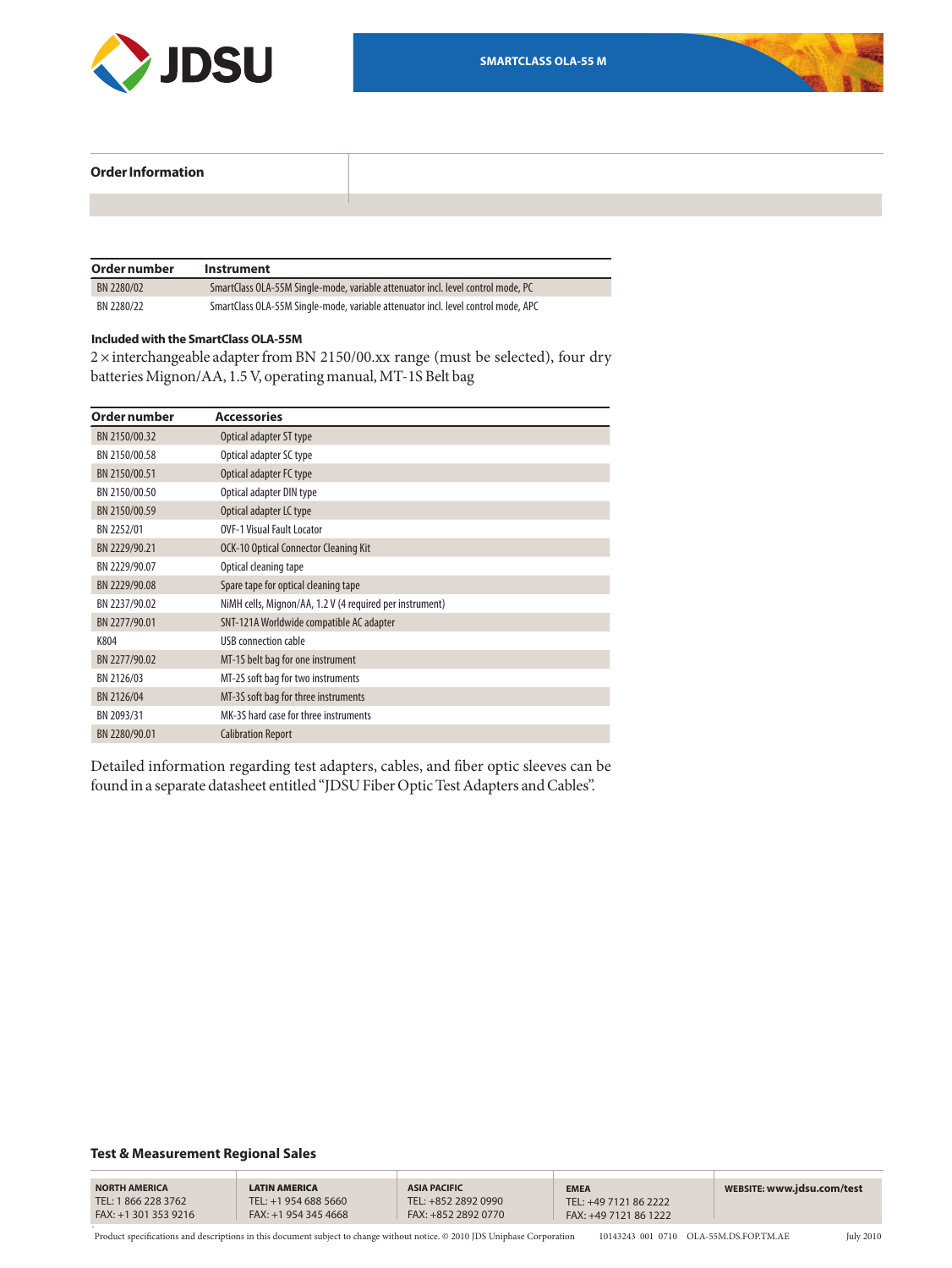## Order Information

| Order number | Instrument |
| --- | --- |
| BN 2280/02 | SmartClass OLA-55M Single-mode, variable attenuator incl. level control mode, PC |
| BN 2280/22 | SmartClass OLA-55M Single-mode, variable attenuator incl. level control mode, APC |

**Included with the SmartClass OLA-55M**

2 × interchangeable adapter from BN 2150/00.xx range (must be selected), four dry batteries Mignon/AA, 1.5 V, operating manual, MT-1S Belt bag

| Order number | Accessories |
| --- | --- |
| BN 2150/00.32 | Optical adapter ST type |
| BN 2150/00.58 | Optical adapter SC type |
| BN 2150/00.51 | Optical adapter FC type |
| BN 2150/00.50 | Optical adapter DIN type |
| BN 2150/00.59 | Optical adapter LC type |
| BN 2252/01 | OVF-1 Visual Fault Locator |
| BN 2229/90.21 | OCK-10 Optical Connector Cleaning Kit |
| BN 2229/90.07 | Optical cleaning tape |
| BN 2229/90.08 | Spare tape for optical cleaning tape |
| BN 2237/90.02 | NiMH cells, Mignon/AA, 1.2 V (4 required per instrument) |
| BN 2277/90.01 | SNT-121A Worldwide compatible AC adapter |
| K804 | USB connection cable |
| BN 2277/90.02 | MT-1S belt bag for one instrument |
| BN 2126/03 | MT-2S soft bag for two instruments |
| BN 2126/04 | MT-3S soft bag for three instruments |
| BN 2093/31 | MK-3S hard case for three instruments |
| BN 2280/90.01 | Calibration Report |

Detailed information regarding test adapters, cables, and fiber optic sleeves can be found in a separate datasheet entitled "JDSU Fiber Optic Test Adapters and Cables".

**Test & Measurement Regional Sales**

| NORTH AMERICA | LATIN AMERICA | ASIA PACIFIC | EMEA | WEBSITE: www.jdsu.com/test |
| --- | --- | --- | --- | --- |
| TEL: 1 866 228 3762 | TEL: +1 954 688 5660 | TEL: +852 2892 0990 | TEL: +49 7121 86 2222 | |
| FAX: +1 301 353 9216 | FAX: +1 954 345 4668 | FAX: +852 2892 0770 | FAX: +49 7121 86 1222 | |

Product specifications and descriptions in this document subject to change without notice. © 2010 JDS Uniphase Corporation    10143243 001 0710    OLA-55M.DS.FOP.TM.AE    July 2010